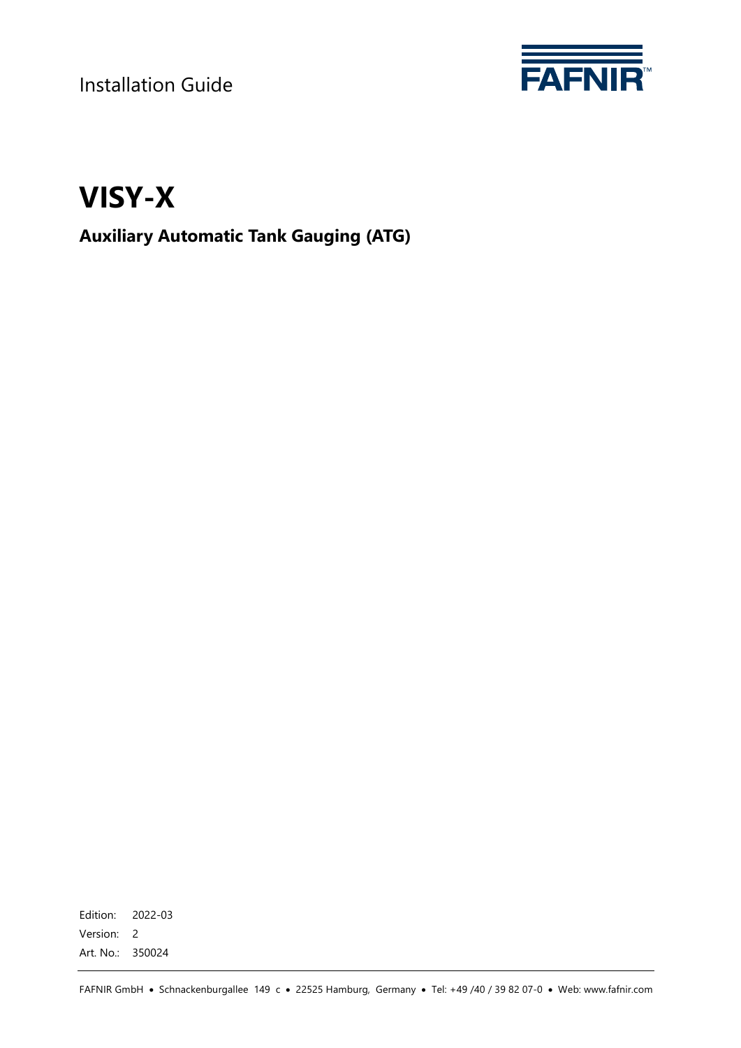Installation Guide

FAFNIR

# VISY-X

## Auxiliary Automatic Tank Gauging (ATG)

Edition: 2022-03
Version: 2
Art. No.: 350024

FAFNIR GmbH • Schnackenburgallee 149 c • 22525 Hamburg, Germany • Tel: +49 /40 / 39 82 07-0 • Web: www.fafnir.com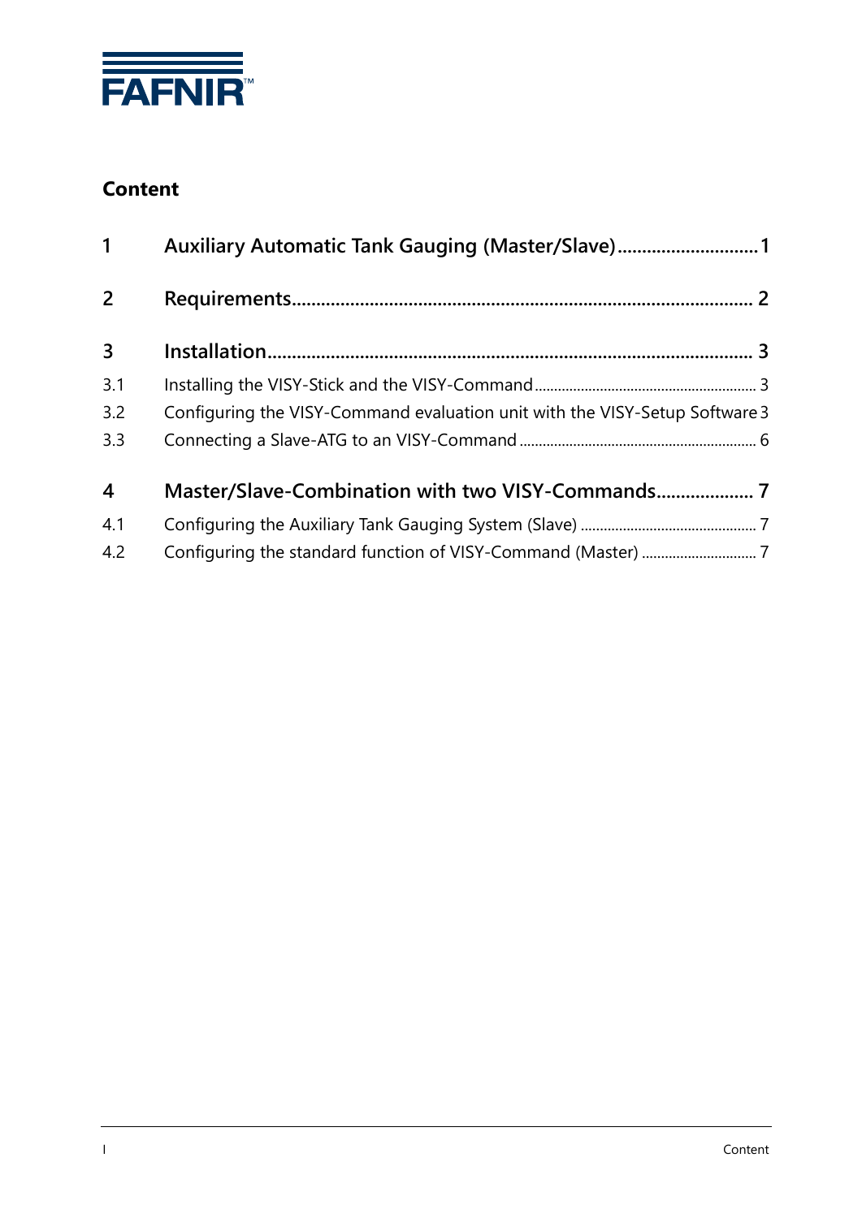**Content**

| | | |
|---|---|---|
| **1** | **Auxiliary Automatic Tank Gauging (Master/Slave)** | **1** |
| **2** | **Requirements** | **2** |
| **3** | **Installation** | **3** |
| 3.1 | Installing the VISY-Stick and the VISY-Command | 3 |
| 3.2 | Configuring the VISY-Command evaluation unit with the VISY-Setup Software | 3 |
| 3.3 | Connecting a Slave-ATG to an VISY-Command | 6 |
| **4** | **Master/Slave-Combination with two VISY-Commands** | **7** |
| 4.1 | Configuring the Auxiliary Tank Gauging System (Slave) | 7 |
| 4.2 | Configuring the standard function of VISY-Command (Master) | 7 |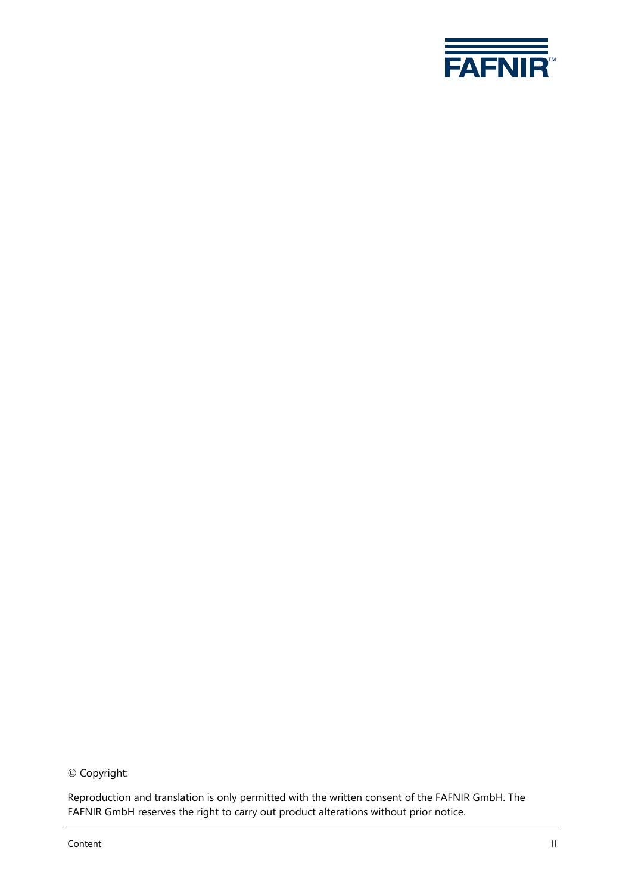© Copyright:

Reproduction and translation is only permitted with the written consent of the FAFNIR GmbH. The FAFNIR GmbH reserves the right to carry out product alterations without prior notice.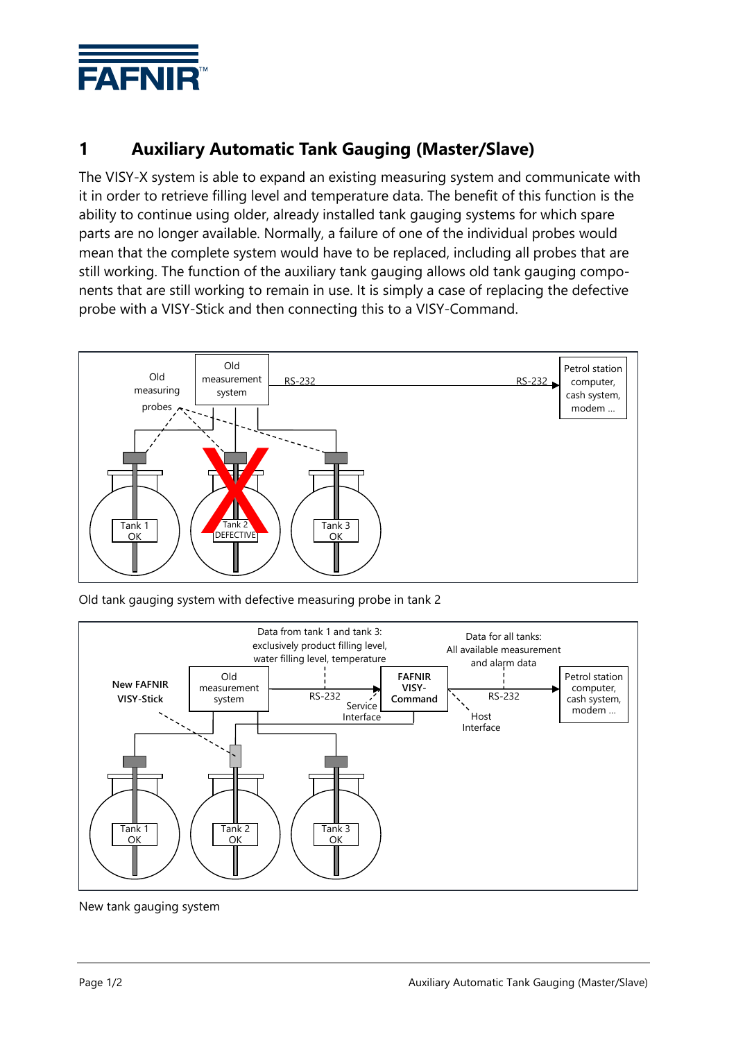# 1 Auxiliary Automatic Tank Gauging (Master/Slave)

The VISY-X system is able to expand an existing measuring system and communicate with it in order to retrieve filling level and temperature data. The benefit of this function is the ability to continue using older, already installed tank gauging systems for which spare parts are no longer available. Normally, a failure of one of the individual probes would mean that the complete system would have to be replaced, including all probes that are still working. The function of the auxiliary tank gauging allows old tank gauging components that are still working to remain in use. It is simply a case of replacing the defective probe with a VISY-Stick and then connecting this to a VISY-Command.

Old tank gauging system with defective measuring probe in tank 2

New tank gauging system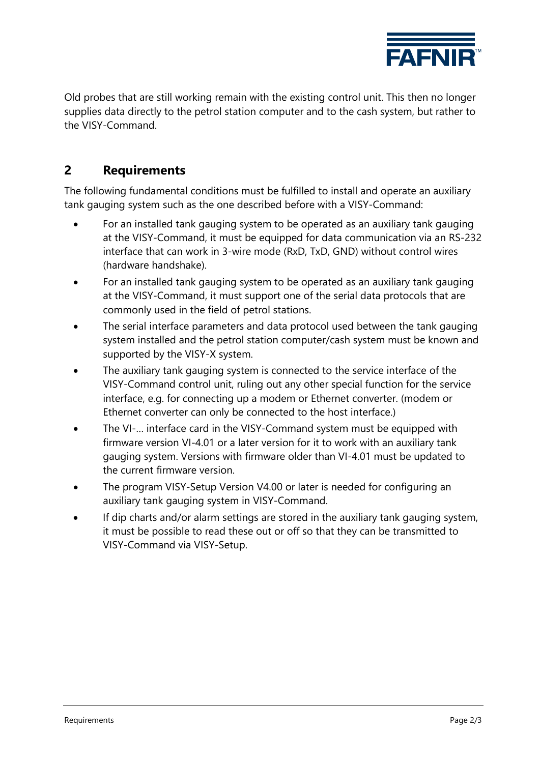Old probes that are still working remain with the existing control unit. This then no longer supplies data directly to the petrol station computer and to the cash system, but rather to the VISY-Command.

## 2 Requirements

The following fundamental conditions must be fulfilled to install and operate an auxiliary tank gauging system such as the one described before with a VISY-Command:

- For an installed tank gauging system to be operated as an auxiliary tank gauging at the VISY-Command, it must be equipped for data communication via an RS-232 interface that can work in 3-wire mode (RxD, TxD, GND) without control wires (hardware handshake).
- For an installed tank gauging system to be operated as an auxiliary tank gauging at the VISY-Command, it must support one of the serial data protocols that are commonly used in the field of petrol stations.
- The serial interface parameters and data protocol used between the tank gauging system installed and the petrol station computer/cash system must be known and supported by the VISY-X system.
- The auxiliary tank gauging system is connected to the service interface of the VISY-Command control unit, ruling out any other special function for the service interface, e.g. for connecting up a modem or Ethernet converter. (modem or Ethernet converter can only be connected to the host interface.)
- The VI-... interface card in the VISY-Command system must be equipped with firmware version VI-4.01 or a later version for it to work with an auxiliary tank gauging system. Versions with firmware older than VI-4.01 must be updated to the current firmware version.
- The program VISY-Setup Version V4.00 or later is needed for configuring an auxiliary tank gauging system in VISY-Command.
- If dip charts and/or alarm settings are stored in the auxiliary tank gauging system, it must be possible to read these out or off so that they can be transmitted to VISY-Command via VISY-Setup.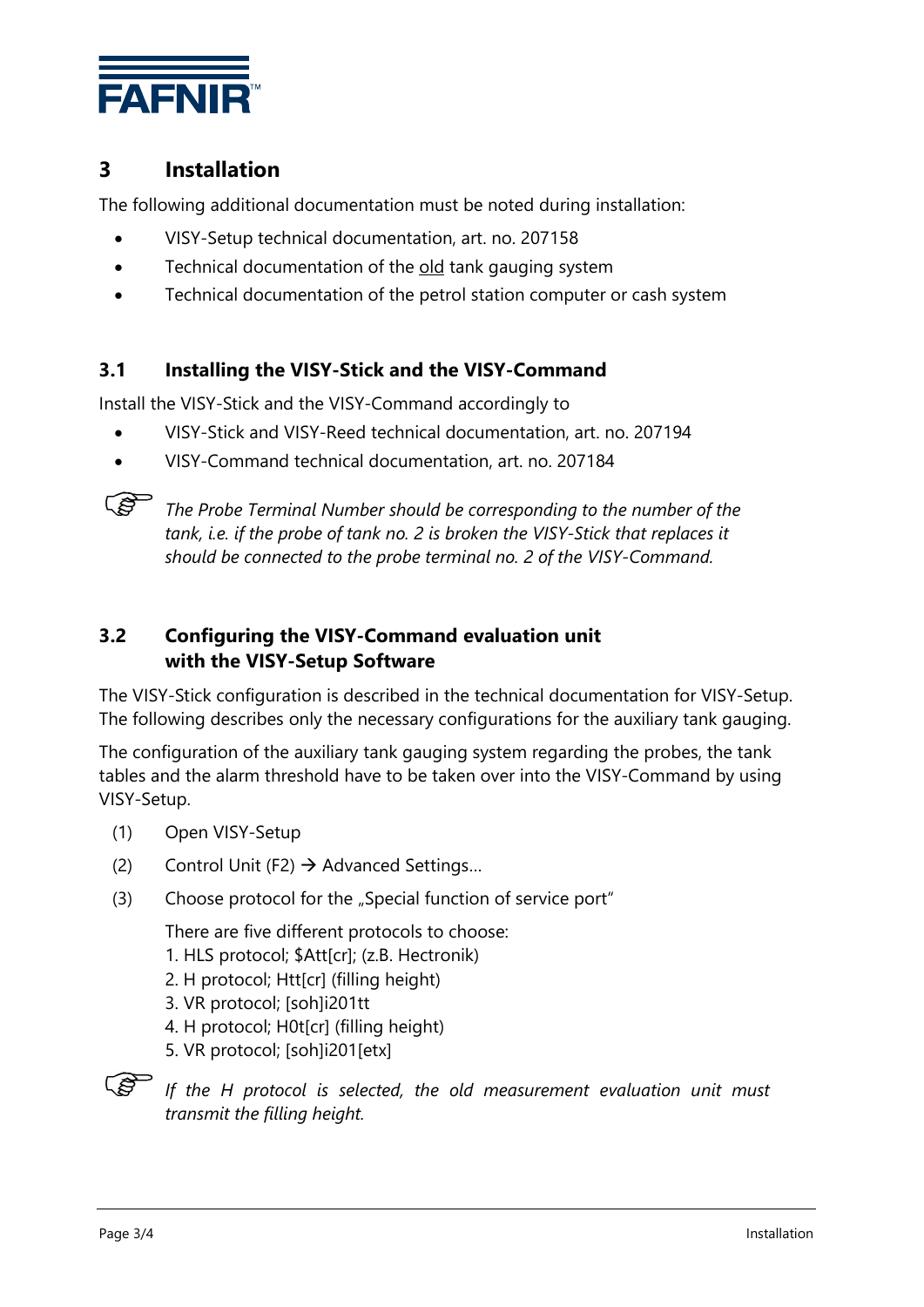## 3 Installation

The following additional documentation must be noted during installation:

- VISY-Setup technical documentation, art. no. 207158
- Technical documentation of the old tank gauging system
- Technical documentation of the petrol station computer or cash system

### 3.1 Installing the VISY-Stick and the VISY-Command

Install the VISY-Stick and the VISY-Command accordingly to

- VISY-Stick and VISY-Reed technical documentation, art. no. 207194
- VISY-Command technical documentation, art. no. 207184

☞ *The Probe Terminal Number should be corresponding to the number of the tank, i.e. if the probe of tank no. 2 is broken the VISY-Stick that replaces it should be connected to the probe terminal no. 2 of the VISY-Command.*

### 3.2 Configuring the VISY-Command evaluation unit with the VISY-Setup Software

The VISY-Stick configuration is described in the technical documentation for VISY-Setup. The following describes only the necessary configurations for the auxiliary tank gauging.

The configuration of the auxiliary tank gauging system regarding the probes, the tank tables and the alarm threshold have to be taken over into the VISY-Command by using VISY-Setup.

(1) Open VISY-Setup

(2) Control Unit (F2) → Advanced Settings…

(3) Choose protocol for the „Special function of service port"

There are five different protocols to choose:
1. HLS protocol; $Att[cr]; (z.B. Hectronik)
2. H protocol; Htt[cr] (filling height)
3. VR protocol; [soh]i201tt
4. H protocol; H0t[cr] (filling height)
5. VR protocol; [soh]i201[etx]

☞ *If the H protocol is selected, the old measurement evaluation unit must transmit the filling height.*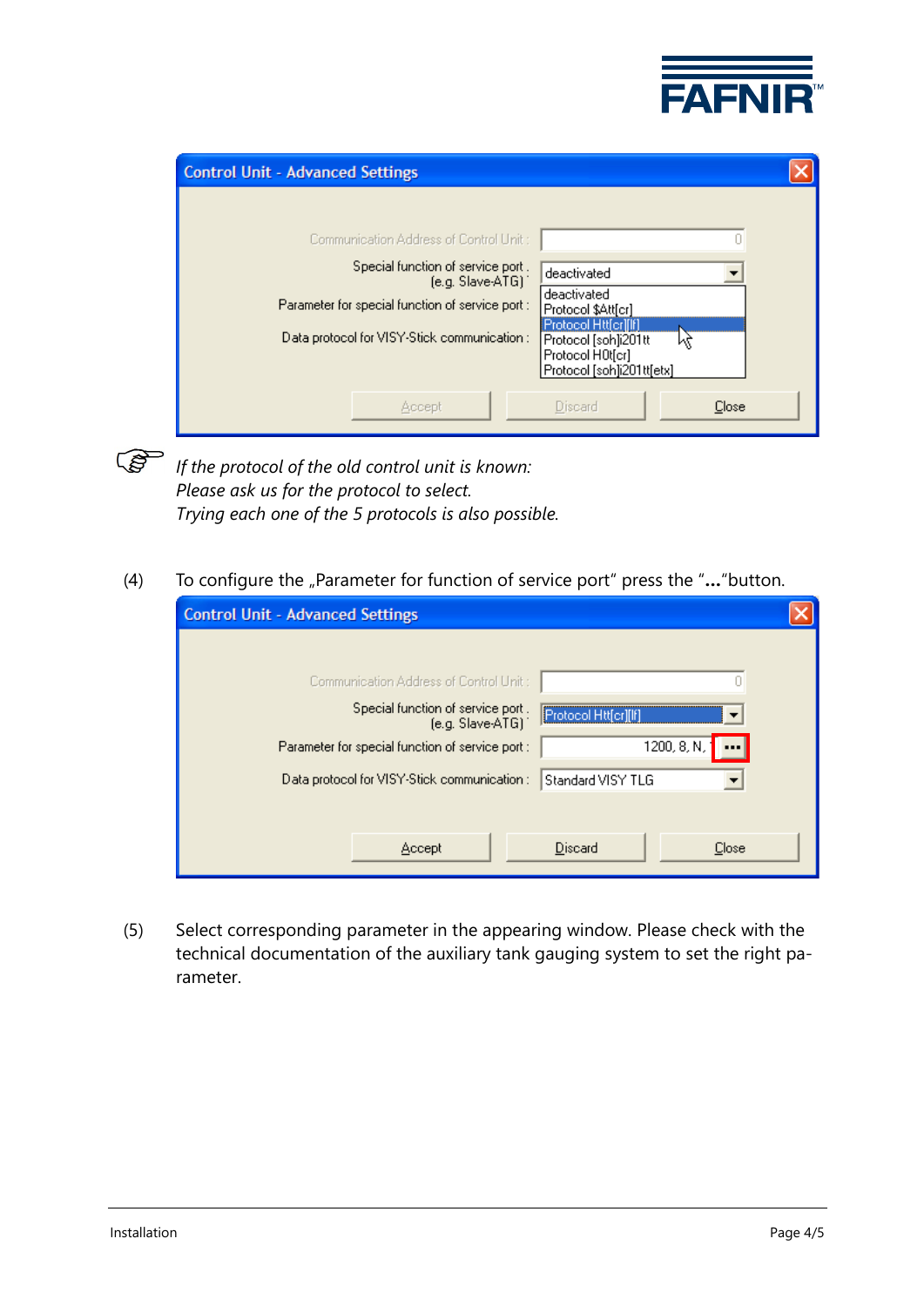*If the protocol of the old control unit is known:*
*Please ask us for the protocol to select.*
*Trying each one of the 5 protocols is also possible.*

(4) To configure the „Parameter for function of service port“ press the “**...**“button.

(5) Select corresponding parameter in the appearing window. Please check with the technical documentation of the auxiliary tank gauging system to set the right parameter.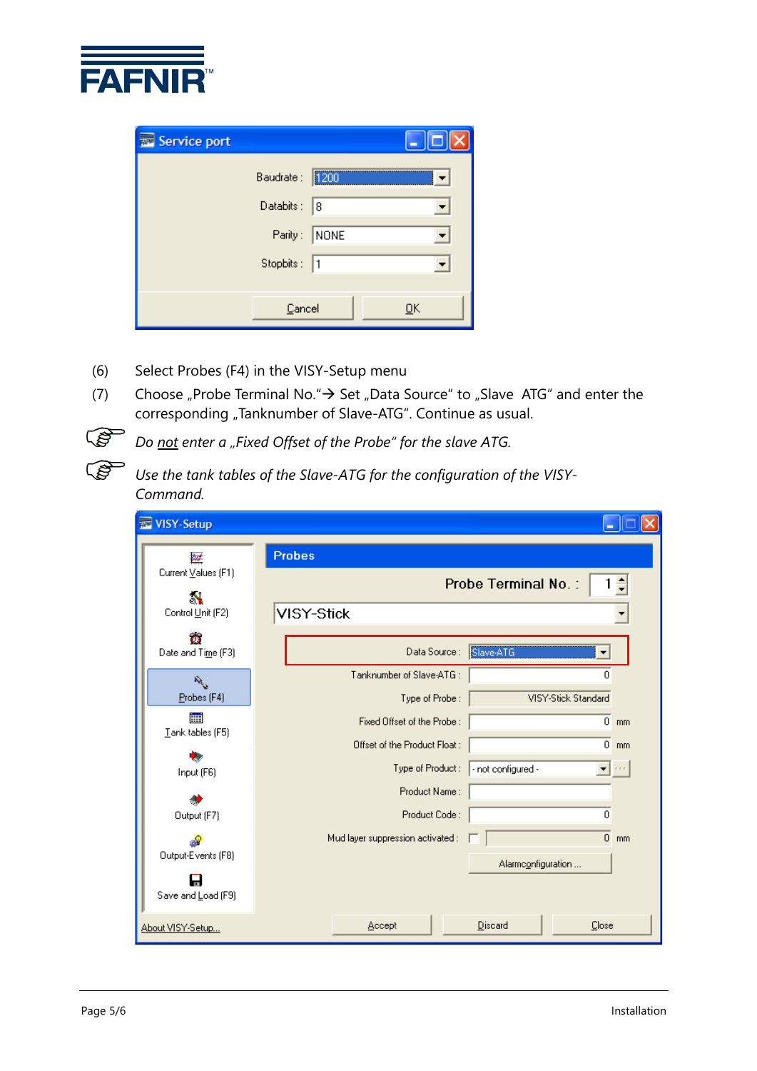(6) Select Probes (F4) in the VISY-Setup menu

(7) Choose „Probe Terminal No."→ Set „Data Source" to „Slave  ATG" and enter the corresponding „Tanknumber of Slave-ATG". Continue as usual.

☞ *Do not enter a „Fixed Offset of the Probe" for the slave ATG.*

☞ *Use the tank tables of the Slave-ATG for the configuration of the VISY-Command.*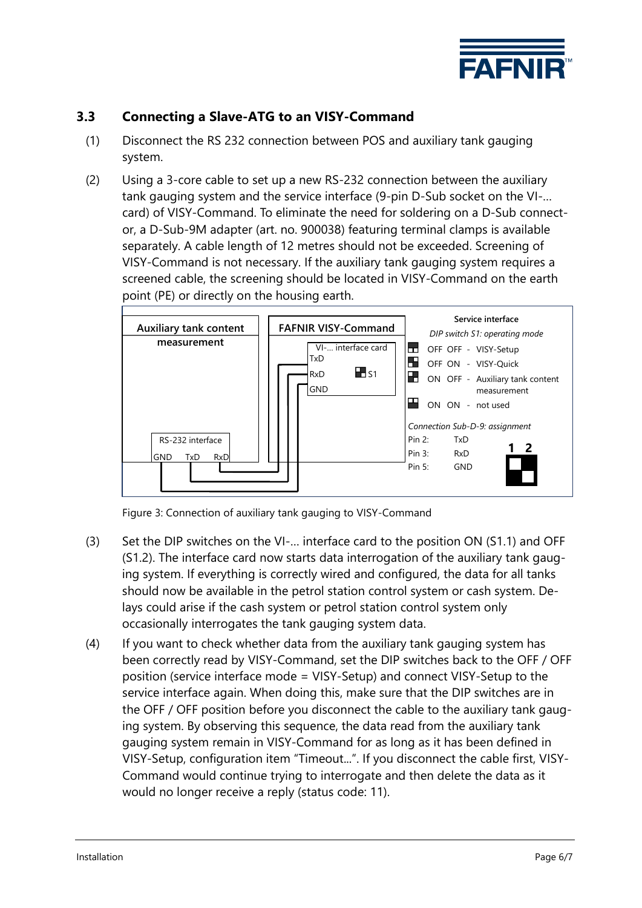## 3.3 Connecting a Slave-ATG to an VISY-Command

(1) Disconnect the RS 232 connection between POS and auxiliary tank gauging system.

(2) Using a 3-core cable to set up a new RS-232 connection between the auxiliary tank gauging system and the service interface (9-pin D-Sub socket on the VI-... card) of VISY-Command. To eliminate the need for soldering on a D-Sub connector, a D-Sub-9M adapter (art. no. 900038) featuring terminal clamps is available separately. A cable length of 12 metres should not be exceeded. Screening of VISY-Command is not necessary. If the auxiliary tank gauging system requires a screened cable, the screening should be located in VISY-Command on the earth point (PE) or directly on the housing earth.

Auxiliary tank content measurement

RS-232 interface: GND TxD RxD

FAFNIR VISY-Command

VI-... interface card: TxD RxD GND S1

Service interface

*DIP switch S1: operating mode*

| | | | |
|---|---|---|---|
| OFF | OFF | - | VISY-Setup |
| OFF | ON | - | VISY-Quick |
| ON | OFF | - | Auxiliary tank content measurement |
| ON | ON | - | not used |

*Connection Sub-D-9: assignment*

| | |
|---|---|
| Pin 2: | TxD |
| Pin 3: | RxD |
| Pin 5: | GND |

1 2

Figure 3: Connection of auxiliary tank gauging to VISY-Command

(3) Set the DIP switches on the VI-... interface card to the position ON (S1.1) and OFF (S1.2). The interface card now starts data interrogation of the auxiliary tank gauging system. If everything is correctly wired and configured, the data for all tanks should now be available in the petrol station control system or cash system. Delays could arise if the cash system or petrol station control system only occasionally interrogates the tank gauging system data.

(4) If you want to check whether data from the auxiliary tank gauging system has been correctly read by VISY-Command, set the DIP switches back to the OFF / OFF position (service interface mode = VISY-Setup) and connect VISY-Setup to the service interface again. When doing this, make sure that the DIP switches are in the OFF / OFF position before you disconnect the cable to the auxiliary tank gauging system. By observing this sequence, the data read from the auxiliary tank gauging system remain in VISY-Command for as long as it has been defined in VISY-Setup, configuration item "Timeout...". If you disconnect the cable first, VISY-Command would continue trying to interrogate and then delete the data as it would no longer receive a reply (status code: 11).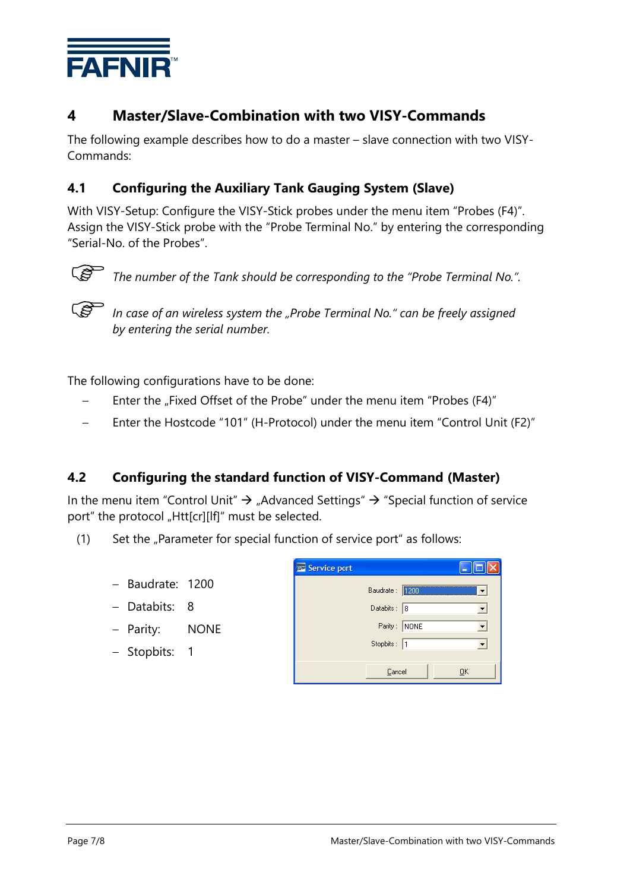# 4 Master/Slave-Combination with two VISY-Commands

The following example describes how to do a master – slave connection with two VISY-Commands:

## 4.1 Configuring the Auxiliary Tank Gauging System (Slave)

With VISY-Setup: Configure the VISY-Stick probes under the menu item "Probes (F4)". Assign the VISY-Stick probe with the "Probe Terminal No." by entering the corresponding "Serial-No. of the Probes".

☞ *The number of the Tank should be corresponding to the "Probe Terminal No.".*

☞ *In case of an wireless system the „Probe Terminal No." can be freely assigned by entering the serial number.*

The following configurations have to be done:

- Enter the „Fixed Offset of the Probe" under the menu item "Probes (F4)"
- Enter the Hostcode "101" (H-Protocol) under the menu item "Control Unit (F2)"

## 4.2 Configuring the standard function of VISY-Command (Master)

In the menu item "Control Unit" → „Advanced Settings" → "Special function of service port" the protocol „Htt[cr][lf]" must be selected.

(1) Set the „Parameter for special function of service port" as follows:

- Baudrate: 1200
- Databits: 8
- Parity: NONE
- Stopbits: 1

Service port

Baudrate : 1200
Databits : 8
Parity : NONE
Stopbits : 1

Cancel OK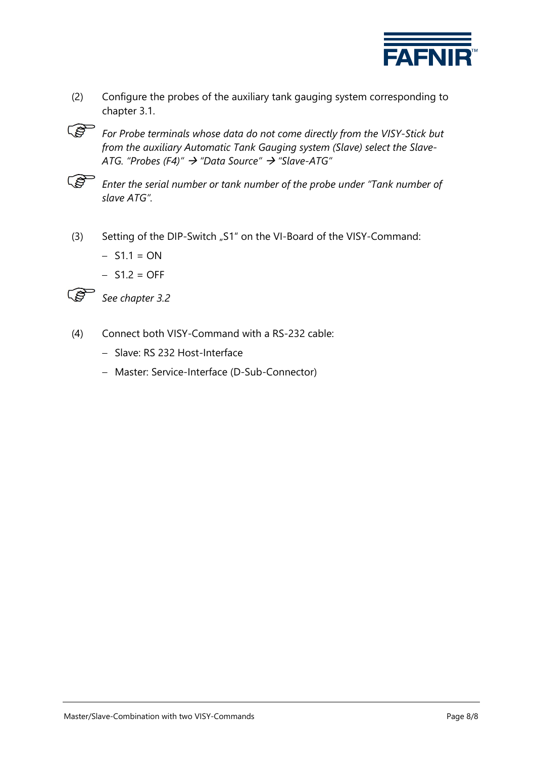(2) Configure the probes of the auxiliary tank gauging system corresponding to chapter 3.1.

☞ *For Probe terminals whose data do not come directly from the VISY-Stick but from the auxiliary Automatic Tank Gauging system (Slave) select the Slave-ATG. "Probes (F4)" → "Data Source" → "Slave-ATG"*

☞ *Enter the serial number or tank number of the probe under "Tank number of slave ATG".*

(3) Setting of the DIP-Switch „S1" on the VI-Board of the VISY-Command:

- S1.1 = ON
- S1.2 = OFF

☞ *See chapter 3.2*

(4) Connect both VISY-Command with a RS-232 cable:

- Slave: RS 232 Host-Interface
- Master: Service-Interface (D-Sub-Connector)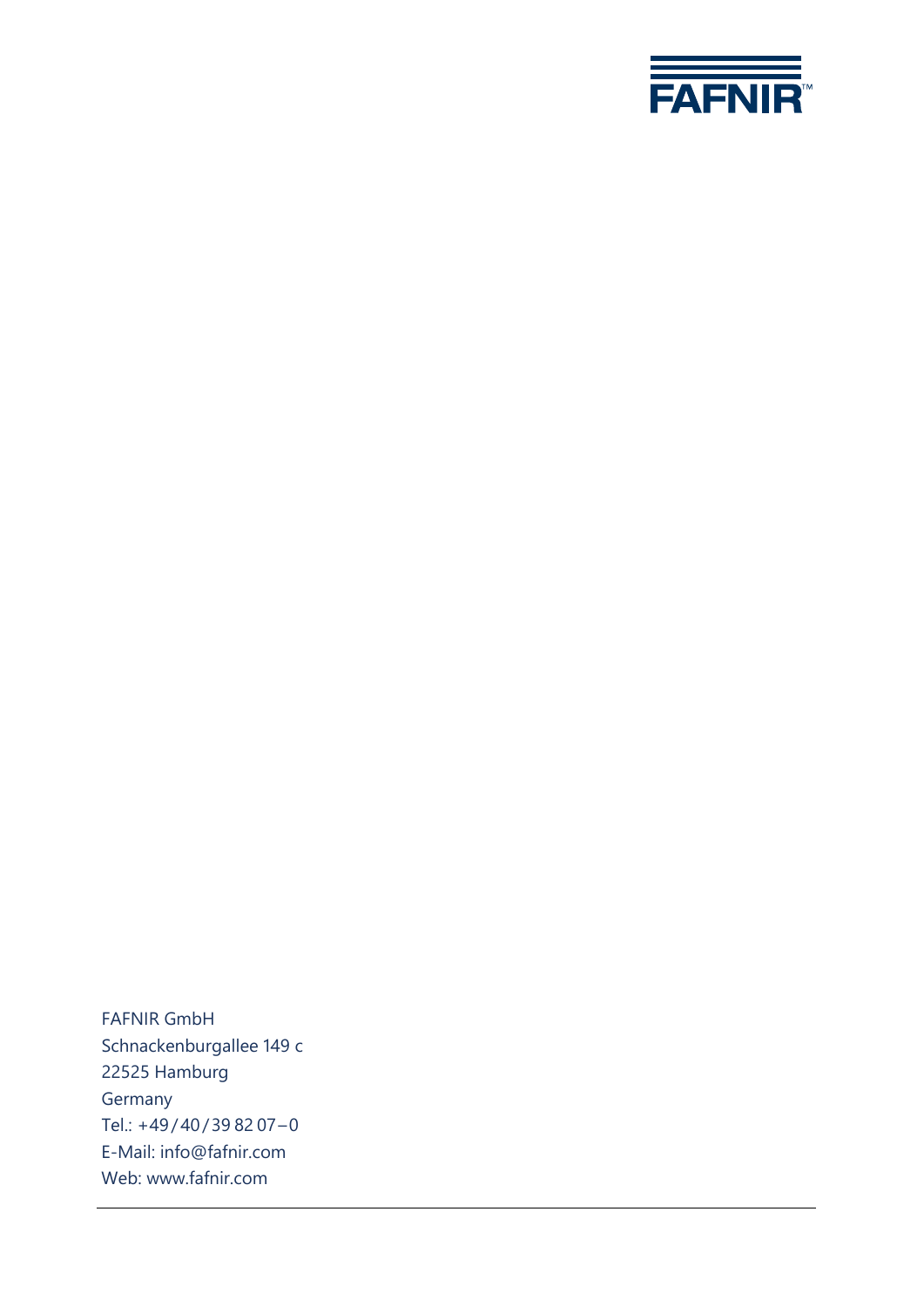FAFNIR GmbH
Schnackenburgallee 149 c
22525 Hamburg
Germany
Tel.: +49 / 40 / 39 82 07–0
E-Mail: info@fafnir.com
Web: www.fafnir.com